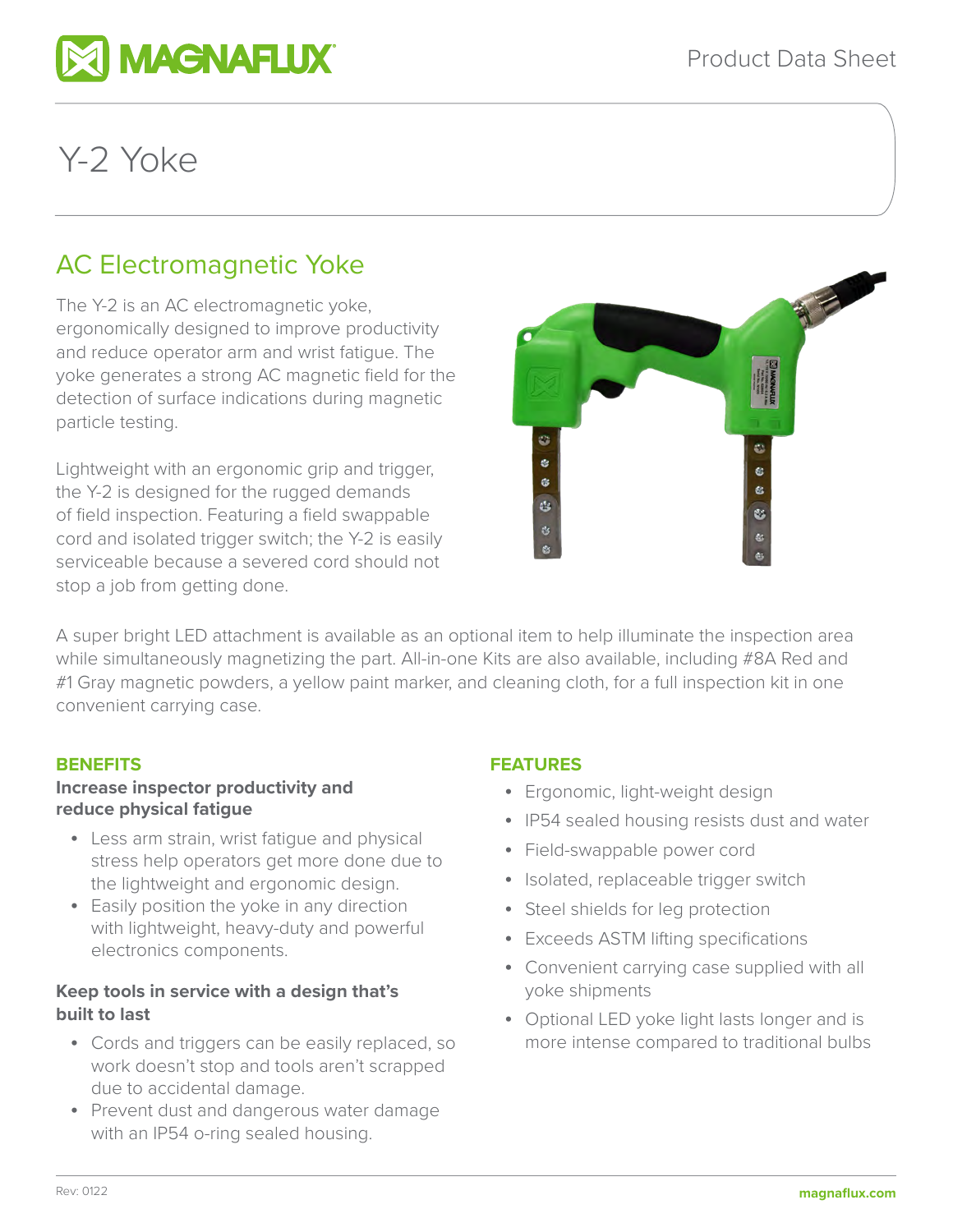Product Data Sheet

# Y-2 Yoke

## AC Electromagnetic Yoke

The Y-2 is an AC electromagnetic yoke, ergonomically designed to improve productivity and reduce operator arm and wrist fatigue. The yoke generates a strong AC magnetic field for the detection of surface indications during magnetic particle testing.

Lightweight with an ergonomic grip and trigger, the Y-2 is designed for the rugged demands of field inspection. Featuring a field swappable cord and isolated trigger switch; the Y-2 is easily serviceable because a severed cord should not stop a job from getting done.

A super bright LED attachment is available as an optional item to help illuminate the inspection area while simultaneously magnetizing the part. All-in-one Kits are also available, including #8A Red and #1 Gray magnetic powders, a yellow paint marker, and cleaning cloth, for a full inspection kit in one convenient carrying case.

### BENEFITS

**Increase inspector productivity and reduce physical fatigue**

- Less arm strain, wrist fatigue and physical stress help operators get more done due to the lightweight and ergonomic design.
- Easily position the yoke in any direction with lightweight, heavy-duty and powerful electronics components.

**Keep tools in service with a design that's built to last**

- Cords and triggers can be easily replaced, so work doesn't stop and tools aren't scrapped due to accidental damage.
- Prevent dust and dangerous water damage with an IP54 o-ring sealed housing.

### FEATURES

- Ergonomic, light-weight design
- IP54 sealed housing resists dust and water
- Field-swappable power cord
- Isolated, replaceable trigger switch
- Steel shields for leg protection
- Exceeds ASTM lifting specifications
- Convenient carrying case supplied with all yoke shipments
- Optional LED yoke light lasts longer and is more intense compared to traditional bulbs

Rev: 0122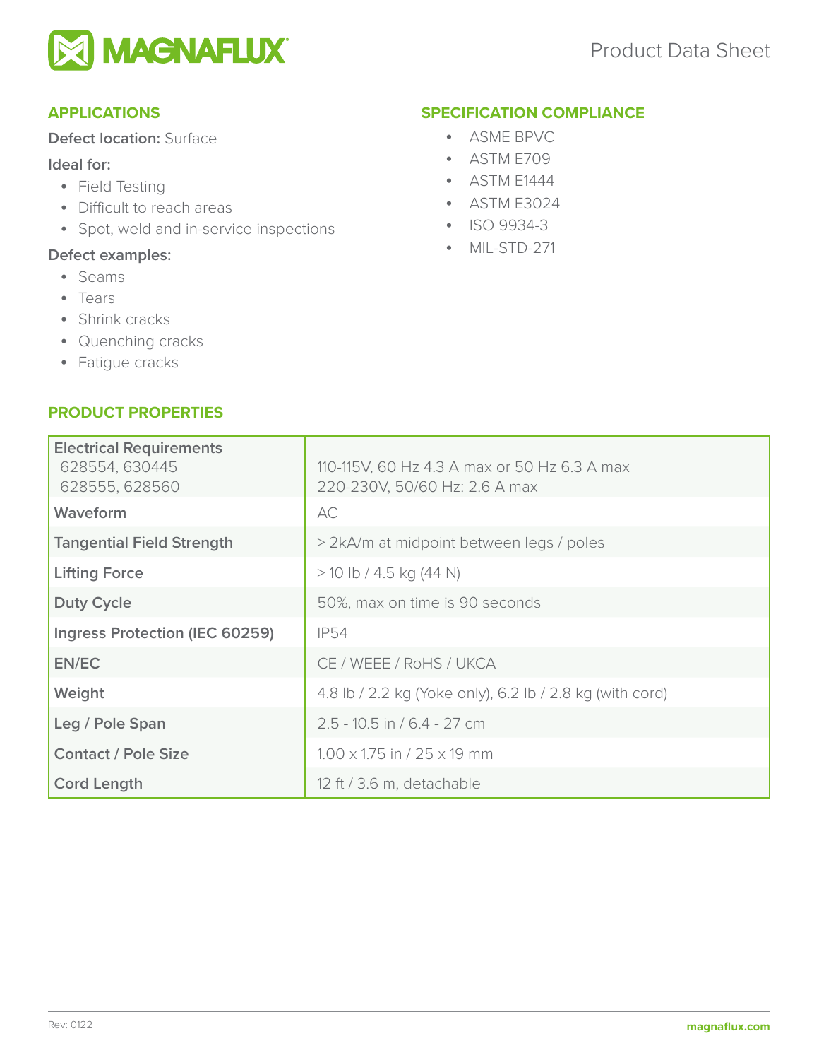## APPLICATIONS

**Defect location:** Surface

**Ideal for:**

- Field Testing
- Difficult to reach areas
- Spot, weld and in-service inspections

**Defect examples:**

- Seams
- Tears
- Shrink cracks
- Quenching cracks
- Fatigue cracks

## SPECIFICATION COMPLIANCE

- ASME BPVC
- ASTM E709
- ASTM E1444
- ASTM E3024
- ISO 9934-3
- MIL-STD-271

## PRODUCT PROPERTIES

| | |
|---|---|
| **Electrical Requirements** 628554, 630445 628555, 628560 | 110-115V, 60 Hz 4.3 A max or 50 Hz 6.3 A max 220-230V, 50/60 Hz: 2.6 A max |
| **Waveform** | AC |
| **Tangential Field Strength** | > 2kA/m at midpoint between legs / poles |
| **Lifting Force** | > 10 lb / 4.5 kg (44 N) |
| **Duty Cycle** | 50%, max on time is 90 seconds |
| **Ingress Protection (IEC 60259)** | IP54 |
| **EN/EC** | CE / WEEE / RoHS / UKCA |
| **Weight** | 4.8 lb / 2.2 kg (Yoke only), 6.2 lb / 2.8 kg (with cord) |
| **Leg / Pole Span** | 2.5 - 10.5 in / 6.4 - 27 cm |
| **Contact / Pole Size** | 1.00 x 1.75 in / 25 x 19 mm |
| **Cord Length** | 12 ft / 3.6 m, detachable |

Rev: 0122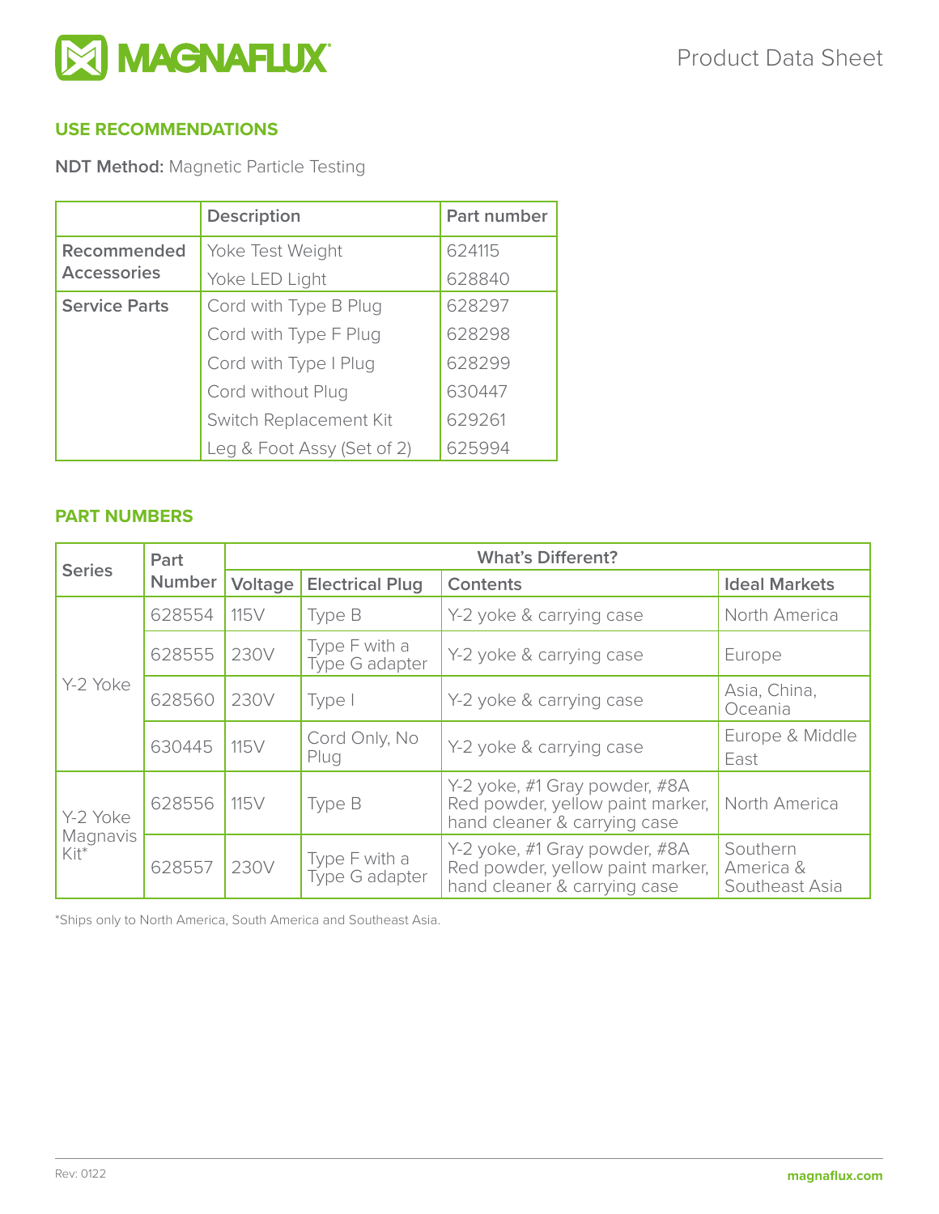## USE RECOMMENDATIONS

**NDT Method:** Magnetic Particle Testing

| | Description | Part number |
|---|---|---|
| **Recommended Accessories** | Yoke Test Weight | 624115 |
| | Yoke LED Light | 628840 |
| **Service Parts** | Cord with Type B Plug | 628297 |
| | Cord with Type F Plug | 628298 |
| | Cord with Type I Plug | 628299 |
| | Cord without Plug | 630447 |
| | Switch Replacement Kit | 629261 |
| | Leg & Foot Assy (Set of 2) | 625994 |

## PART NUMBERS

| Series | Part Number | What's Different? | | | |
|---|---|---|---|---|---|
| | | **Voltage** | **Electrical Plug** | **Contents** | **Ideal Markets** |
| Y-2 Yoke | 628554 | 115V | Type B | Y-2 yoke & carrying case | North America |
| | 628555 | 230V | Type F with a Type G adapter | Y-2 yoke & carrying case | Europe |
| | 628560 | 230V | Type I | Y-2 yoke & carrying case | Asia, China, Oceania |
| | 630445 | 115V | Cord Only, No Plug | Y-2 yoke & carrying case | Europe & Middle East |
| Y-2 Yoke Magnavis Kit* | 628556 | 115V | Type B | Y-2 yoke, #1 Gray powder, #8A Red powder, yellow paint marker, hand cleaner & carrying case | North America |
| | 628557 | 230V | Type F with a Type G adapter | Y-2 yoke, #1 Gray powder, #8A Red powder, yellow paint marker, hand cleaner & carrying case | Southern America & Southeast Asia |

*Ships only to North America, South America and Southeast Asia.

Rev: 0122

magnaflux.com